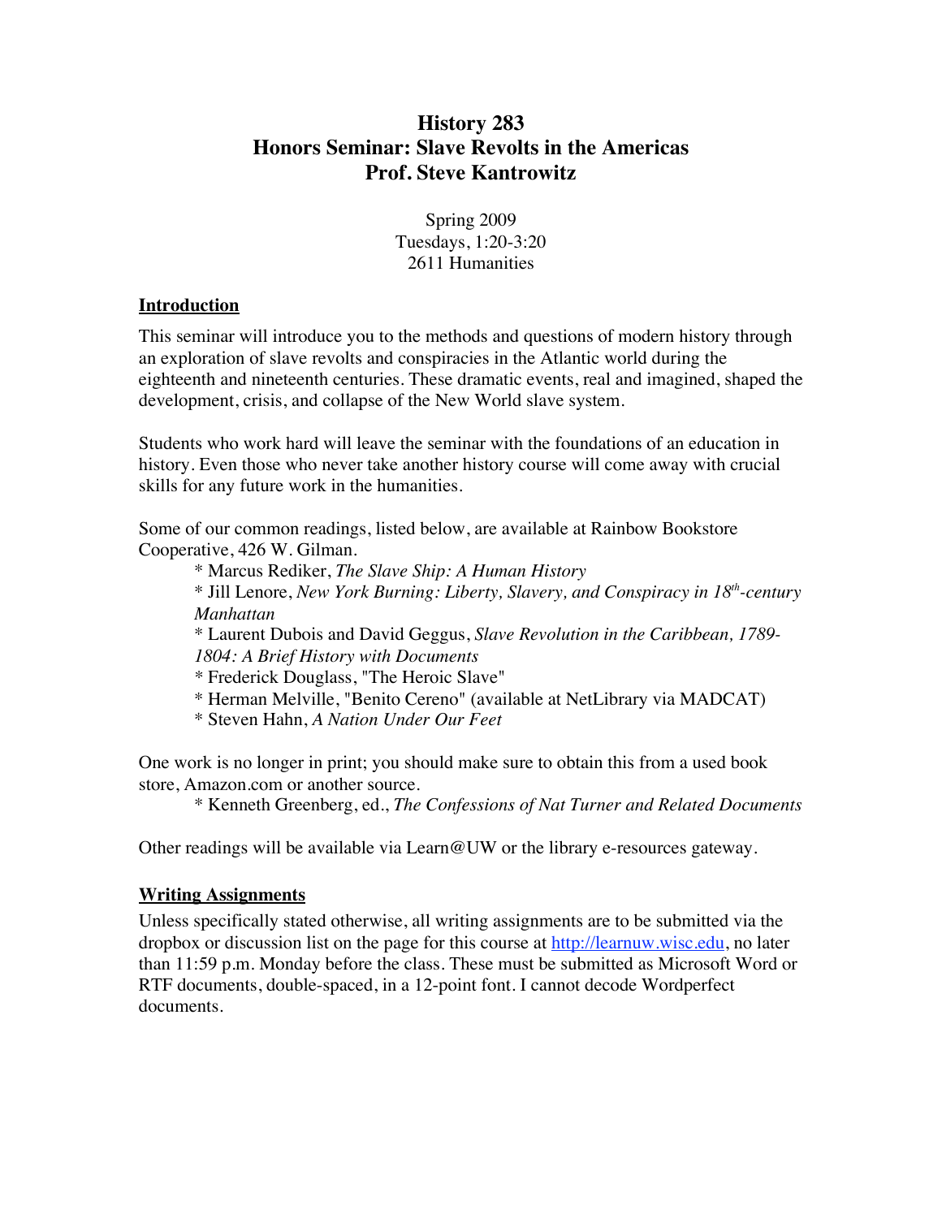# History 283
# Honors Seminar: Slave Revolts in the Americas
# Prof. Steve Kantrowitz

Spring 2009
Tuesdays, 1:20-3:20
2611 Humanities

## Introduction

This seminar will introduce you to the methods and questions of modern history through an exploration of slave revolts and conspiracies in the Atlantic world during the eighteenth and nineteenth centuries. These dramatic events, real and imagined, shaped the development, crisis, and collapse of the New World slave system.

Students who work hard will leave the seminar with the foundations of an education in history. Even those who never take another history course will come away with crucial skills for any future work in the humanities.

Some of our common readings, listed below, are available at Rainbow Bookstore Cooperative, 426 W. Gilman.

* Marcus Rediker, *The Slave Ship: A Human History*
* Jill Lenore, *New York Burning: Liberty, Slavery, and Conspiracy in 18th-century Manhattan*
* Laurent Dubois and David Geggus, *Slave Revolution in the Caribbean, 1789-1804: A Brief History with Documents*
* Frederick Douglass, "The Heroic Slave"
* Herman Melville, "Benito Cereno" (available at NetLibrary via MADCAT)
* Steven Hahn, *A Nation Under Our Feet*

One work is no longer in print; you should make sure to obtain this from a used book store, Amazon.com or another source.

* Kenneth Greenberg, ed., *The Confessions of Nat Turner and Related Documents*

Other readings will be available via Learn@UW or the library e-resources gateway.

## Writing Assignments

Unless specifically stated otherwise, all writing assignments are to be submitted via the dropbox or discussion list on the page for this course at http://learnuw.wisc.edu, no later than 11:59 p.m. Monday before the class. These must be submitted as Microsoft Word or RTF documents, double-spaced, in a 12-point font. I cannot decode Wordperfect documents.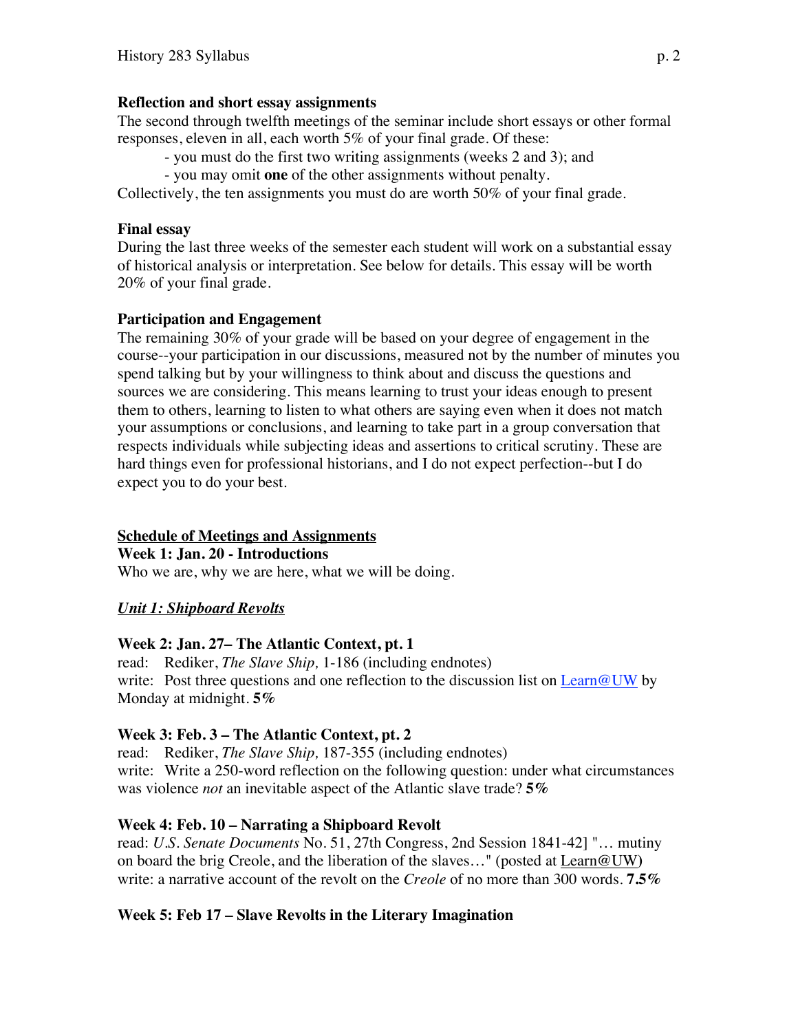### Reflection and short essay assignments

The second through twelfth meetings of the seminar include short essays or other formal responses, eleven in all, each worth 5% of your final grade. Of these:

- you must do the first two writing assignments (weeks 2 and 3); and
- you may omit **one** of the other assignments without penalty.

Collectively, the ten assignments you must do are worth 50% of your final grade.

### Final essay

During the last three weeks of the semester each student will work on a substantial essay of historical analysis or interpretation. See below for details. This essay will be worth 20% of your final grade.

### Participation and Engagement

The remaining 30% of your grade will be based on your degree of engagement in the course--your participation in our discussions, measured not by the number of minutes you spend talking but by your willingness to think about and discuss the questions and sources we are considering. This means learning to trust your ideas enough to present them to others, learning to listen to what others are saying even when it does not match your assumptions or conclusions, and learning to take part in a group conversation that respects individuals while subjecting ideas and assertions to critical scrutiny. These are hard things even for professional historians, and I do not expect perfection--but I do expect you to do your best.

## Schedule of Meetings and Assignments

### Week 1: Jan. 20 - Introductions

Who we are, why we are here, what we will be doing.

### *Unit 1: Shipboard Revolts*

### Week 2: Jan. 27– The Atlantic Context, pt. 1

read: Rediker, *The Slave Ship,* 1-186 (including endnotes)
write: Post three questions and one reflection to the discussion list on Learn@UW by Monday at midnight. **5%**

### Week 3: Feb. 3 – The Atlantic Context, pt. 2

read: Rediker, *The Slave Ship,* 187-355 (including endnotes)
write: Write a 250-word reflection on the following question: under what circumstances was violence *not* an inevitable aspect of the Atlantic slave trade? **5%**

### Week 4: Feb. 10 – Narrating a Shipboard Revolt

read: *U.S. Senate Documents* No. 51, 27th Congress, 2nd Session 1841-42] "… mutiny on board the brig Creole, and the liberation of the slaves…" (posted at Learn@UW)
write: a narrative account of the revolt on the *Creole* of no more than 300 words. **7.5%**

### Week 5: Feb 17 – Slave Revolts in the Literary Imagination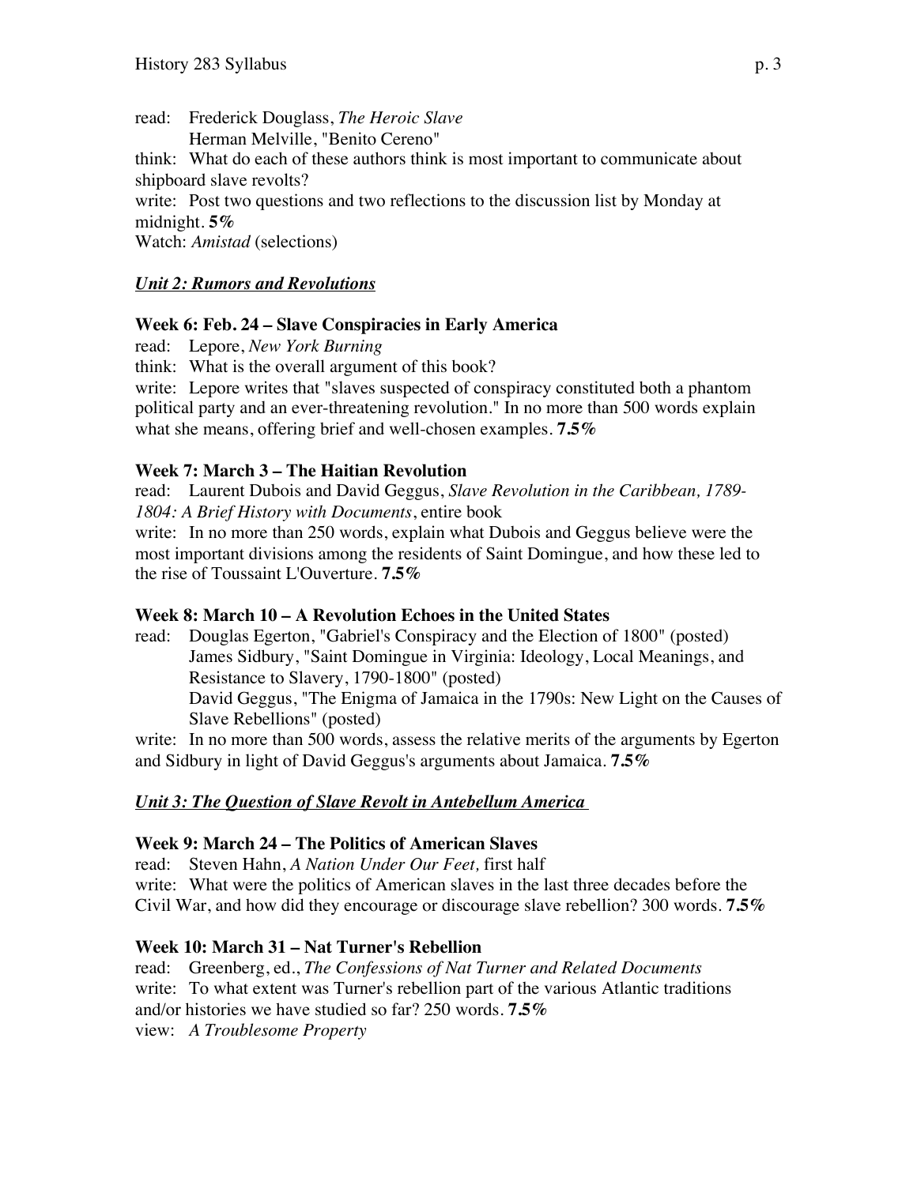read: Frederick Douglass, *The Heroic Slave*
Herman Melville, "Benito Cereno"

think: What do each of these authors think is most important to communicate about shipboard slave revolts?

write: Post two questions and two reflections to the discussion list by Monday at midnight. **5%**

Watch: *Amistad* (selections)

## ***Unit 2: Rumors and Revolutions***

### Week 6: Feb. 24 – Slave Conspiracies in Early America

read: Lepore, *New York Burning*

think: What is the overall argument of this book?

write: Lepore writes that "slaves suspected of conspiracy constituted both a phantom political party and an ever-threatening revolution." In no more than 500 words explain what she means, offering brief and well-chosen examples. **7.5%**

### Week 7: March 3 – The Haitian Revolution

read: Laurent Dubois and David Geggus, *Slave Revolution in the Caribbean, 1789-1804: A Brief History with Documents*, entire book

write: In no more than 250 words, explain what Dubois and Geggus believe were the most important divisions among the residents of Saint Domingue, and how these led to the rise of Toussaint L'Ouverture. **7.5%**

### Week 8: March 10 – A Revolution Echoes in the United States

read: Douglas Egerton, "Gabriel's Conspiracy and the Election of 1800" (posted)
James Sidbury, "Saint Domingue in Virginia: Ideology, Local Meanings, and Resistance to Slavery, 1790-1800" (posted)
David Geggus, "The Enigma of Jamaica in the 1790s: New Light on the Causes of Slave Rebellions" (posted)

write: In no more than 500 words, assess the relative merits of the arguments by Egerton and Sidbury in light of David Geggus's arguments about Jamaica. **7.5%**

## ***Unit 3: The Question of Slave Revolt in Antebellum America***

### Week 9: March 24 – The Politics of American Slaves

read: Steven Hahn, *A Nation Under Our Feet,* first half

write: What were the politics of American slaves in the last three decades before the Civil War, and how did they encourage or discourage slave rebellion? 300 words. **7.5%**

### Week 10: March 31 – Nat Turner's Rebellion

read: Greenberg, ed., *The Confessions of Nat Turner and Related Documents*

write: To what extent was Turner's rebellion part of the various Atlantic traditions and/or histories we have studied so far? 250 words. **7.5%**

view: *A Troublesome Property*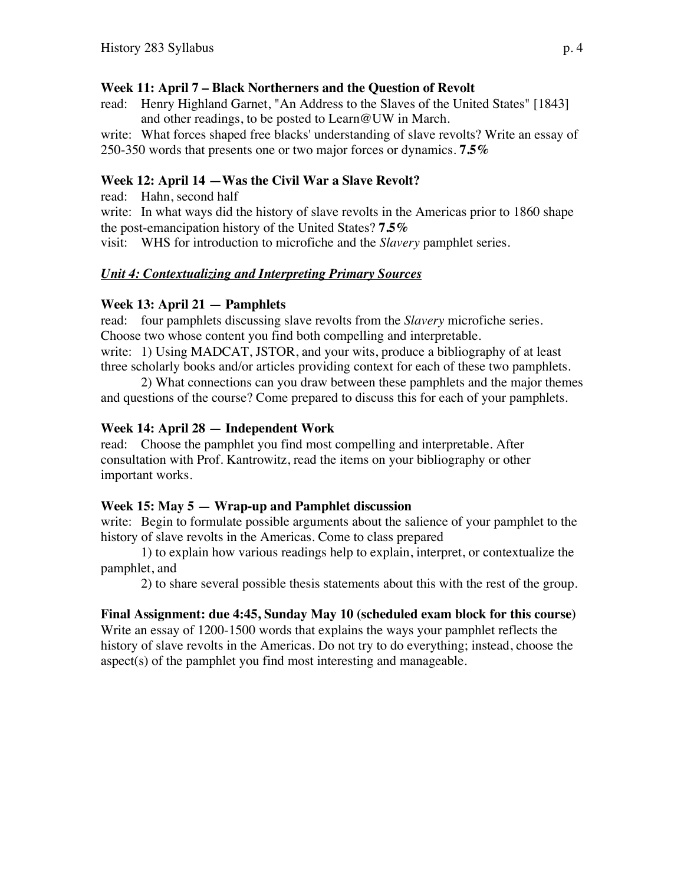### Week 11: April 7 – Black Northerners and the Question of Revolt

read: Henry Highland Garnet, "An Address to the Slaves of the United States" [1843] and other readings, to be posted to Learn@UW in March.

write: What forces shaped free blacks' understanding of slave revolts? Write an essay of 250-350 words that presents one or two major forces or dynamics. **7.5%**

### Week 12: April 14 —Was the Civil War a Slave Revolt?

read: Hahn, second half

write: In what ways did the history of slave revolts in the Americas prior to 1860 shape the post-emancipation history of the United States? **7.5%**

visit: WHS for introduction to microfiche and the *Slavery* pamphlet series.

## ***Unit 4: Contextualizing and Interpreting Primary Sources***

### Week 13: April 21 — Pamphlets

read: four pamphlets discussing slave revolts from the *Slavery* microfiche series. Choose two whose content you find both compelling and interpretable.

write: 1) Using MADCAT, JSTOR, and your wits, produce a bibliography of at least three scholarly books and/or articles providing context for each of these two pamphlets.

2) What connections can you draw between these pamphlets and the major themes and questions of the course? Come prepared to discuss this for each of your pamphlets.

### Week 14: April 28 — Independent Work

read: Choose the pamphlet you find most compelling and interpretable. After consultation with Prof. Kantrowitz, read the items on your bibliography or other important works.

### Week 15: May 5 — Wrap-up and Pamphlet discussion

write: Begin to formulate possible arguments about the salience of your pamphlet to the history of slave revolts in the Americas. Come to class prepared

1) to explain how various readings help to explain, interpret, or contextualize the pamphlet, and

2) to share several possible thesis statements about this with the rest of the group.

**Final Assignment: due 4:45, Sunday May 10 (scheduled exam block for this course)**

Write an essay of 1200-1500 words that explains the ways your pamphlet reflects the history of slave revolts in the Americas. Do not try to do everything; instead, choose the aspect(s) of the pamphlet you find most interesting and manageable.